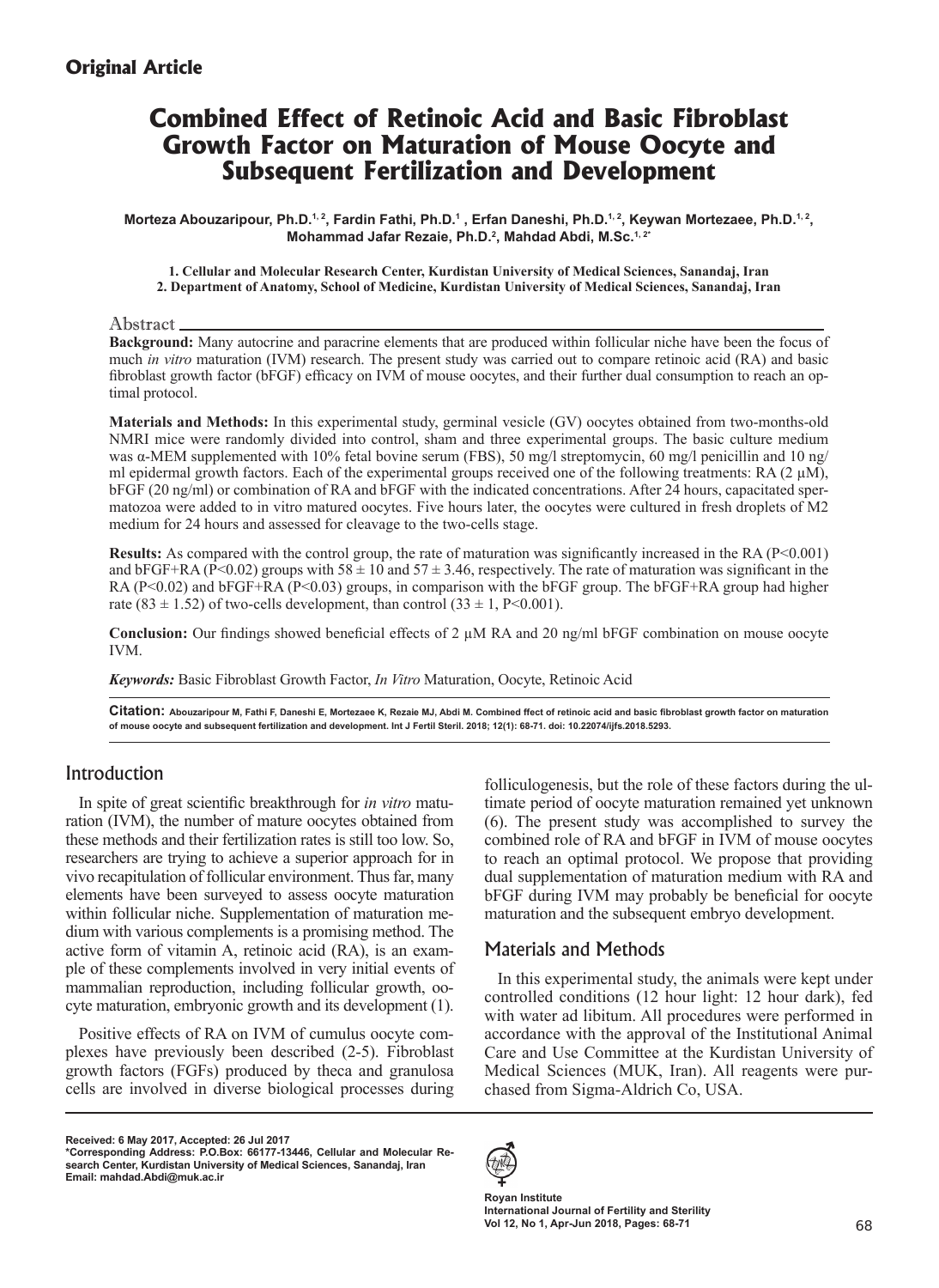## Original Article

# Combined Effect of Retinoic Acid and Basic Fibroblast Growth Factor on Maturation of Mouse Oocyte and Subsequent Fertilization and Development

**Morteza Abouzaripour, Ph.D.[1, 2], Fardin Fathi, Ph.D.[1], Erfan Daneshi, Ph.D.[1, 2], Keywan Mortezaee, Ph.D.[1, 2], Mohammad Jafar Rezaie, Ph.D.[2], Mahdad Abdi, M.Sc.[1, 2*]**

**1. Cellular and Molecular Research Center, Kurdistan University of Medical Sciences, Sanandaj, Iran**
**2. Department of Anatomy, School of Medicine, Kurdistan University of Medical Sciences, Sanandaj, Iran**

### Abstract

**Background:** Many autocrine and paracrine elements that are produced within follicular niche have been the focus of much *in vitro* maturation (IVM) research. The present study was carried out to compare retinoic acid (RA) and basic fibroblast growth factor (bFGF) efficacy on IVM of mouse oocytes, and their further dual consumption to reach an optimal protocol.

**Materials and Methods:** In this experimental study, germinal vesicle (GV) oocytes obtained from two-months-old NMRI mice were randomly divided into control, sham and three experimental groups. The basic culture medium was α-MEM supplemented with 10% fetal bovine serum (FBS), 50 mg/l streptomycin, 60 mg/l penicillin and 10 ng/ml epidermal growth factors. Each of the experimental groups received one of the following treatments: RA (2 μM), bFGF (20 ng/ml) or combination of RA and bFGF with the indicated concentrations. After 24 hours, capacitated spermatozoa were added to in vitro matured oocytes. Five hours later, the oocytes were cultured in fresh droplets of M2 medium for 24 hours and assessed for cleavage to the two-cells stage.

**Results:** As compared with the control group, the rate of maturation was significantly increased in the RA ($P<0.001$) and bFGF+RA ($P<0.02$) groups with $58 \pm 10$ and $57 \pm 3.46$, respectively. The rate of maturation was significant in the RA ($P<0.02$) and bFGF+RA ($P<0.03$) groups, in comparison with the bFGF group. The bFGF+RA group had higher rate ($83 \pm 1.52$) of two-cells development, than control ($33 \pm 1$, $P<0.001$).

**Conclusion:** Our findings showed beneficial effects of 2 μM RA and 20 ng/ml bFGF combination on mouse oocyte IVM.

***Keywords:*** Basic Fibroblast Growth Factor, *In Vitro* Maturation, Oocyte, Retinoic Acid

**Citation:** Abouzaripour M, Fathi F, Daneshi E, Mortezaee K, Rezaie MJ, Abdi M. Combined ffect of retinoic acid and basic fibroblast growth factor on maturation of mouse oocyte and subsequent fertilization and development. Int J Fertil Steril. 2018; 12(1): 68-71. doi: 10.22074/ijfs.2018.5293.

## Introduction

In spite of great scientific breakthrough for *in vitro* maturation (IVM), the number of mature oocytes obtained from these methods and their fertilization rates is still too low. So, researchers are trying to achieve a superior approach for in vivo recapitulation of follicular environment. Thus far, many elements have been surveyed to assess oocyte maturation within follicular niche. Supplementation of maturation medium with various complements is a promising method. The active form of vitamin A, retinoic acid (RA), is an example of these complements involved in very initial events of mammalian reproduction, including follicular growth, oocyte maturation, embryonic growth and its development (1).

Positive effects of RA on IVM of cumulus oocyte complexes have previously been described (2-5). Fibroblast growth factors (FGFs) produced by theca and granulosa cells are involved in diverse biological processes during folliculogenesis, but the role of these factors during the ultimate period of oocyte maturation remained yet unknown (6). The present study was accomplished to survey the combined role of RA and bFGF in IVM of mouse oocytes to reach an optimal protocol. We propose that providing dual supplementation of maturation medium with RA and bFGF during IVM may probably be beneficial for oocyte maturation and the subsequent embryo development.

## Materials and Methods

In this experimental study, the animals were kept under controlled conditions (12 hour light: 12 hour dark), fed with water ad libitum. All procedures were performed in accordance with the approval of the Institutional Animal Care and Use Committee at the Kurdistan University of Medical Sciences (MUK, Iran). All reagents were purchased from Sigma-Aldrich Co, USA.

**Received: 6 May 2017, Accepted: 26 Jul 2017**
**\*Corresponding Address: P.O.Box: 66177-13446, Cellular and Molecular Research Center, Kurdistan University of Medical Sciences, Sanandaj, Iran**
**Email: mahdad.Abdi@muk.ac.ir**

Royan Institute
International Journal of Fertility and Sterility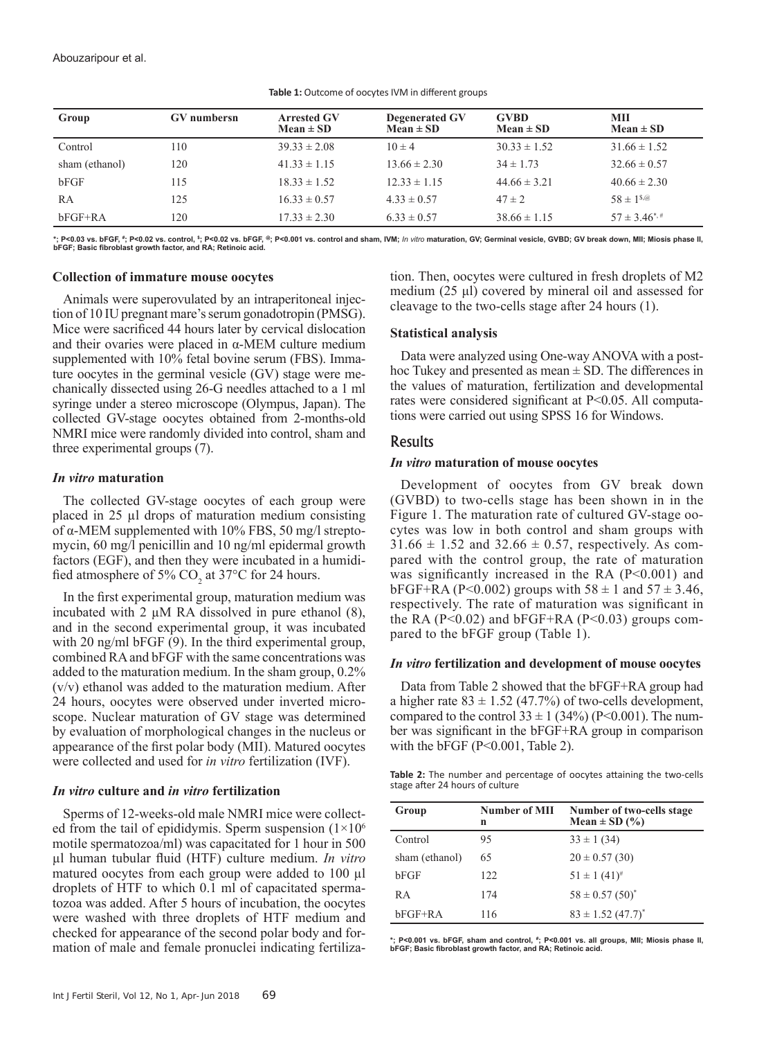**Table 1:** Outcome of oocytes IVM in different groups

| Group | GV numbersn | Arrested GV Mean ± SD | Degenerated GV Mean ± SD | GVBD Mean ± SD | MII Mean ± SD |
|---|---|---|---|---|---|
| Control | 110 | 39.33 ± 2.08 | 10 ± 4 | 30.33 ± 1.52 | 31.66 ± 1.52 |
| sham (ethanol) | 120 | 41.33 ± 1.15 | 13.66 ± 2.30 | 34 ± 1.73 | 32.66 ± 0.57 |
| bFGF | 115 | 18.33 ± 1.52 | 12.33 ± 1.15 | 44.66 ± 3.21 | 40.66 ± 2.30 |
| RA | 125 | 16.33 ± 0.57 | 4.33 ± 0.57 | 47 ± 2 | 58 ± 1[$,@] |
| bFGF+RA | 120 | 17.33 ± 2.30 | 6.33 ± 0.57 | 38.66 ± 1.15 | 57 ± 3.46[*,#] |

*; P<0.03 vs. bFGF, #; P<0.02 vs. control, $; P<0.02 vs. bFGF, @; P<0.001 vs. control and sham, IVM; *In vitro* maturation, GV; Germinal vesicle, GVBD; GV break down, MII; Miosis phase II, bFGF; Basic fibroblast growth factor, and RA; Retinoic acid.

### Collection of immature mouse oocytes

Animals were superovulated by an intraperitoneal injection of 10 IU pregnant mare's serum gonadotropin (PMSG). Mice were sacrificed 44 hours later by cervical dislocation and their ovaries were placed in α-MEM culture medium supplemented with 10% fetal bovine serum (FBS). Immature oocytes in the germinal vesicle (GV) stage were mechanically dissected using 26-G needles attached to a 1 ml syringe under a stereo microscope (Olympus, Japan). The collected GV-stage oocytes obtained from 2-months-old NMRI mice were randomly divided into control, sham and three experimental groups (7).

### *In vitro* maturation

The collected GV-stage oocytes of each group were placed in 25 µl drops of maturation medium consisting of α-MEM supplemented with 10% FBS, 50 mg/l streptomycin, 60 mg/l penicillin and 10 ng/ml epidermal growth factors (EGF), and then they were incubated in a humidified atmosphere of 5% $CO_2$ at 37°C for 24 hours.

In the first experimental group, maturation medium was incubated with 2 µM RA dissolved in pure ethanol (8), and in the second experimental group, it was incubated with 20 ng/ml bFGF (9). In the third experimental group, combined RA and bFGF with the same concentrations was added to the maturation medium. In the sham group, 0.2% (v/v) ethanol was added to the maturation medium. After 24 hours, oocytes were observed under inverted microscope. Nuclear maturation of GV stage was determined by evaluation of morphological changes in the nucleus or appearance of the first polar body (MII). Matured oocytes were collected and used for *in vitro* fertilization (IVF).

### *In vitro* culture and *in vitro* fertilization

Sperms of 12-weeks-old male NMRI mice were collected from the tail of epididymis. Sperm suspension ($1\times10^6$ motile spermatozoa/ml) was capacitated for 1 hour in 500 µl human tubular fluid (HTF) culture medium. *In vitro* matured oocytes from each group were added to 100 µl droplets of HTF to which 0.1 ml of capacitated spermatozoa was added. After 5 hours of incubation, the oocytes were washed with three droplets of HTF medium and checked for appearance of the second polar body and formation of male and female pronuclei indicating fertilization. Then, oocytes were cultured in fresh droplets of M2 medium (25 µl) covered by mineral oil and assessed for cleavage to the two-cells stage after 24 hours (1).

### Statistical analysis

Data were analyzed using One-way ANOVA with a post-hoc Tukey and presented as mean ± SD. The differences in the values of maturation, fertilization and developmental rates were considered significant at P<0.05. All computations were carried out using SPSS 16 for Windows.

## Results

### *In vitro* maturation of mouse oocytes

Development of oocytes from GV break down (GVBD) to two-cells stage has been shown in in the Figure 1. The maturation rate of cultured GV-stage oocytes was low in both control and sham groups with 31.66 ± 1.52 and 32.66 ± 0.57, respectively. As compared with the control group, the rate of maturation was significantly increased in the RA (P<0.001) and bFGF+RA (P<0.002) groups with 58 ± 1 and 57 ± 3.46, respectively. The rate of maturation was significant in the RA (P<0.02) and bFGF+RA (P<0.03) groups compared to the bFGF group (Table 1).

### *In vitro* fertilization and development of mouse oocytes

Data from Table 2 showed that the bFGF+RA group had a higher rate 83 ± 1.52 (47.7%) of two-cells development, compared to the control 33 ± 1 (34%) (P<0.001). The number was significant in the bFGF+RA group in comparison with the bFGF (P<0.001, Table 2).

**Table 2:** The number and percentage of oocytes attaining the two-cells stage after 24 hours of culture

| Group | Number of MII n | Number of two-cells stage Mean ± SD (%) |
|---|---|---|
| Control | 95 | 33 ± 1 (34) |
| sham (ethanol) | 65 | 20 ± 0.57 (30) |
| bFGF | 122 | 51 ± 1 (41)[#] |
| RA | 174 | 58 ± 0.57 (50)[*] |
| bFGF+RA | 116 | 83 ± 1.52 (47.7)[*] |

*; P<0.001 vs. bFGF, sham and control, #; P<0.001 vs. all groups, MII; Miosis phase II, bFGF; Basic fibroblast growth factor, and RA; Retinoic acid.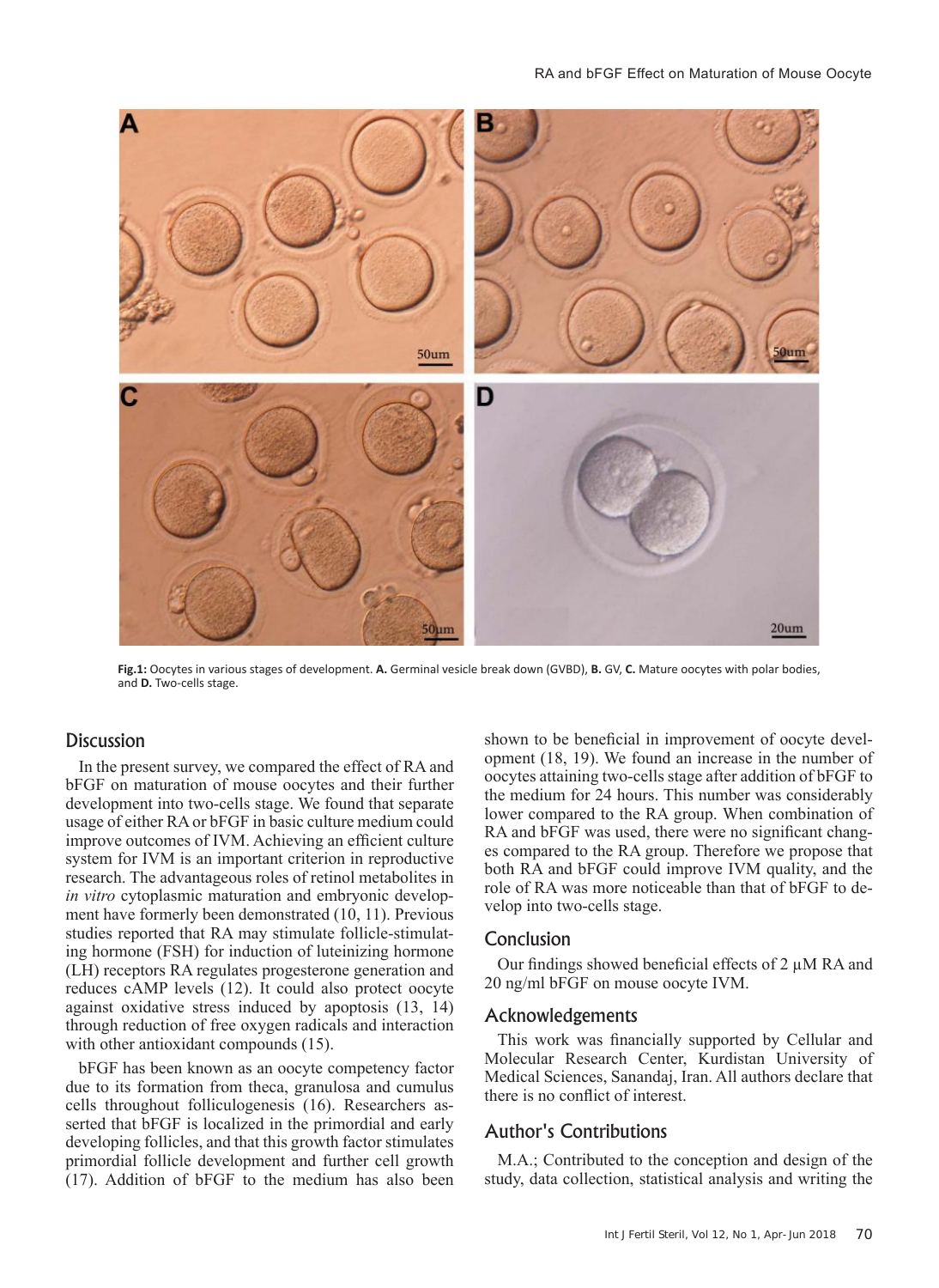Fig.1: Oocytes in various stages of development. **A.** Germinal vesicle break down (GVBD), **B.** GV, **C.** Mature oocytes with polar bodies, and **D.** Two-cells stage.

## Discussion

In the present survey, we compared the effect of RA and bFGF on maturation of mouse oocytes and their further development into two-cells stage. We found that separate usage of either RA or bFGF in basic culture medium could improve outcomes of IVM. Achieving an efficient culture system for IVM is an important criterion in reproductive research. The advantageous roles of retinol metabolites in *in vitro* cytoplasmic maturation and embryonic development have formerly been demonstrated (10, 11). Previous studies reported that RA may stimulate follicle-stimulating hormone (FSH) for induction of luteinizing hormone (LH) receptors RA regulates progesterone generation and reduces cAMP levels (12). It could also protect oocyte against oxidative stress induced by apoptosis (13, 14) through reduction of free oxygen radicals and interaction with other antioxidant compounds (15).

bFGF has been known as an oocyte competency factor due to its formation from theca, granulosa and cumulus cells throughout folliculogenesis (16). Researchers asserted that bFGF is localized in the primordial and early developing follicles, and that this growth factor stimulates primordial follicle development and further cell growth (17). Addition of bFGF to the medium has also been shown to be beneficial in improvement of oocyte development (18, 19). We found an increase in the number of oocytes attaining two-cells stage after addition of bFGF to the medium for 24 hours. This number was considerably lower compared to the RA group. When combination of RA and bFGF was used, there were no significant changes compared to the RA group. Therefore we propose that both RA and bFGF could improve IVM quality, and the role of RA was more noticeable than that of bFGF to develop into two-cells stage.

## Conclusion

Our findings showed beneficial effects of 2 μM RA and 20 ng/ml bFGF on mouse oocyte IVM.

## Acknowledgements

This work was financially supported by Cellular and Molecular Research Center, Kurdistan University of Medical Sciences, Sanandaj, Iran. All authors declare that there is no conflict of interest.

## Author's Contributions

M.A.; Contributed to the conception and design of the study, data collection, statistical analysis and writing the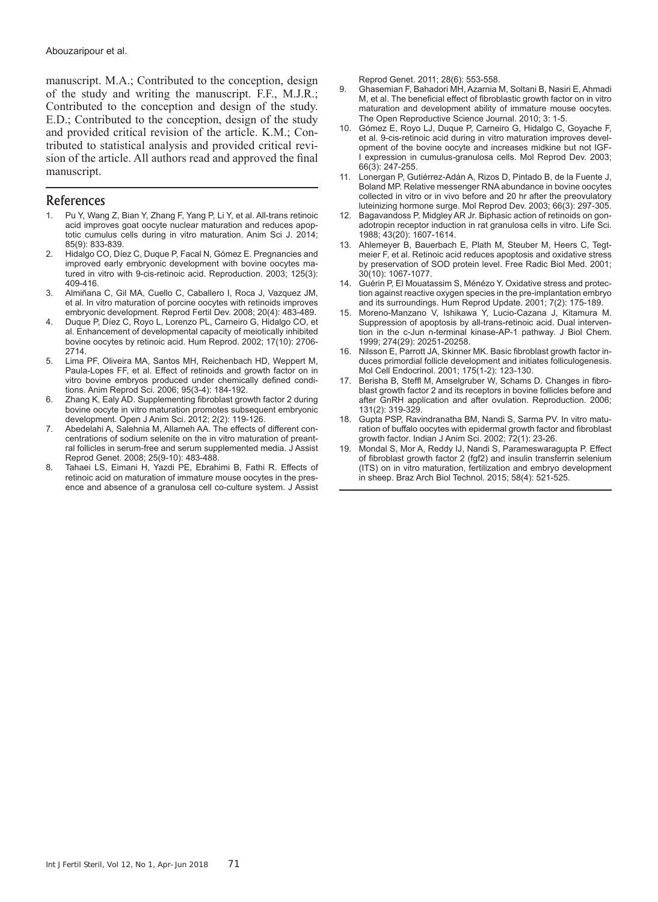manuscript. M.A.; Contributed to the conception, design of the study and writing the manuscript. F.F., M.J.R.; Contributed to the conception and design of the study. E.D.; Contributed to the conception, design of the study and provided critical revision of the article. K.M.; Contributed to statistical analysis and provided critical revision of the article. All authors read and approved the final manuscript.

## References

1. Pu Y, Wang Z, Bian Y, Zhang F, Yang P, Li Y, et al. All-trans retinoic acid improves goat oocyte nuclear maturation and reduces apoptotic cumulus cells during in vitro maturation. Anim Sci J. 2014; 85(9): 833-839.
2. Hidalgo CO, Díez C, Duque P, Facal N, Gómez E. Pregnancies and improved early embryonic development with bovine oocytes matured in vitro with 9-cis-retinoic acid. Reproduction. 2003; 125(3): 409-416.
3. Almiñana C, Gil MA, Cuello C, Caballero I, Roca J, Vazquez JM, et al. In vitro maturation of porcine oocytes with retinoids improves embryonic development. Reprod Fertil Dev. 2008; 20(4): 483-489.
4. Duque P, Díez C, Royo L, Lorenzo PL, Carneiro G, Hidalgo CO, et al. Enhancement of developmental capacity of meiotically inhibited bovine oocytes by retinoic acid. Hum Reprod. 2002; 17(10): 2706-2714.
5. Lima PF, Oliveira MA, Santos MH, Reichenbach HD, Weppert M, Paula-Lopes FF, et al. Effect of retinoids and growth factor on in vitro bovine embryos produced under chemically defined conditions. Anim Reprod Sci. 2006; 95(3-4): 184-192.
6. Zhang K, Ealy AD. Supplementing fibroblast growth factor 2 during bovine oocyte in vitro maturation promotes subsequent embryonic development. Open J Anim Sci. 2012; 2(2): 119-126.
7. Abedelahi A, Salehnia M, Allameh AA. The effects of different concentrations of sodium selenite on the in vitro maturation of preantral follicles in serum-free and serum supplemented media. J Assist Reprod Genet. 2008; 25(9-10): 483-488.
8. Tahaei LS, Eimani H, Yazdi PE, Ebrahimi B, Fathi R. Effects of retinoic acid on maturation of immature mouse oocytes in the presence and absence of a granulosa cell co-culture system. J Assist Reprod Genet. 2011; 28(6): 553-558.
9. Ghasemian F, Bahadori MH, Azarnia M, Soltani B, Nasiri E, Ahmadi M, et al. The beneficial effect of fibroblastic growth factor on in vitro maturation and development ability of immature mouse oocytes. The Open Reproductive Science Journal. 2010; 3: 1-5.
10. Gómez E, Royo LJ, Duque P, Carneiro G, Hidalgo C, Goyache F, et al. 9-cis-retinoic acid during in vitro maturation improves development of the bovine oocyte and increases midkine but not IGF-I expression in cumulus-granulosa cells. Mol Reprod Dev. 2003; 66(3): 247-255.
11. Lonergan P, Gutiérrez-Adán A, Rizos D, Pintado B, de la Fuente J, Boland MP. Relative messenger RNA abundance in bovine oocytes collected in vitro or in vivo before and 20 hr after the preovulatory luteinizing hormone surge. Mol Reprod Dev. 2003; 66(3): 297-305.
12. Bagavandoss P, Midgley AR Jr. Biphasic action of retinoids on gonadotropin receptor induction in rat granulosa cells in vitro. Life Sci. 1988; 43(20): 1607-1614.
13. Ahlemeyer B, Bauerbach E, Plath M, Steuber M, Heers C, Tegtmeier F, et al. Retinoic acid reduces apoptosis and oxidative stress by preservation of SOD protein level. Free Radic Biol Med. 2001; 30(10): 1067-1077.
14. Guérin P, El Mouatassim S, Ménézo Y. Oxidative stress and protection against reactive oxygen species in the pre-implantation embryo and its surroundings. Hum Reprod Update. 2001; 7(2): 175-189.
15. Moreno-Manzano V, Ishikawa Y, Lucio-Cazana J, Kitamura M. Suppression of apoptosis by all-trans-retinoic acid. Dual intervention in the c-Jun n-terminal kinase-AP-1 pathway. J Biol Chem. 1999; 274(29): 20251-20258.
16. Nilsson E, Parrott JA, Skinner MK. Basic fibroblast growth factor induces primordial follicle development and initiates folliculogenesis. Mol Cell Endocrinol. 2001; 175(1-2): 123-130.
17. Berisha B, Steffl M, Amselgruber W, Schams D. Changes in fibroblast growth factor 2 and its receptors in bovine follicles before and after GnRH application and after ovulation. Reproduction. 2006; 131(2): 319-329.
18. Gupta PSP, Ravindranatha BM, Nandi S, Sarma PV. In vitro maturation of buffalo oocytes with epidermal growth factor and fibroblast growth factor. Indian J Anim Sci. 2002; 72(1): 23-26.
19. Mondal S, Mor A, Reddy IJ, Nandi S, Parameswaragupta P. Effect of fibroblast growth factor 2 (fgf2) and insulin transferrin selenium (ITS) on in vitro maturation, fertilization and embryo development in sheep. Braz Arch Biol Technol. 2015; 58(4): 521-525.